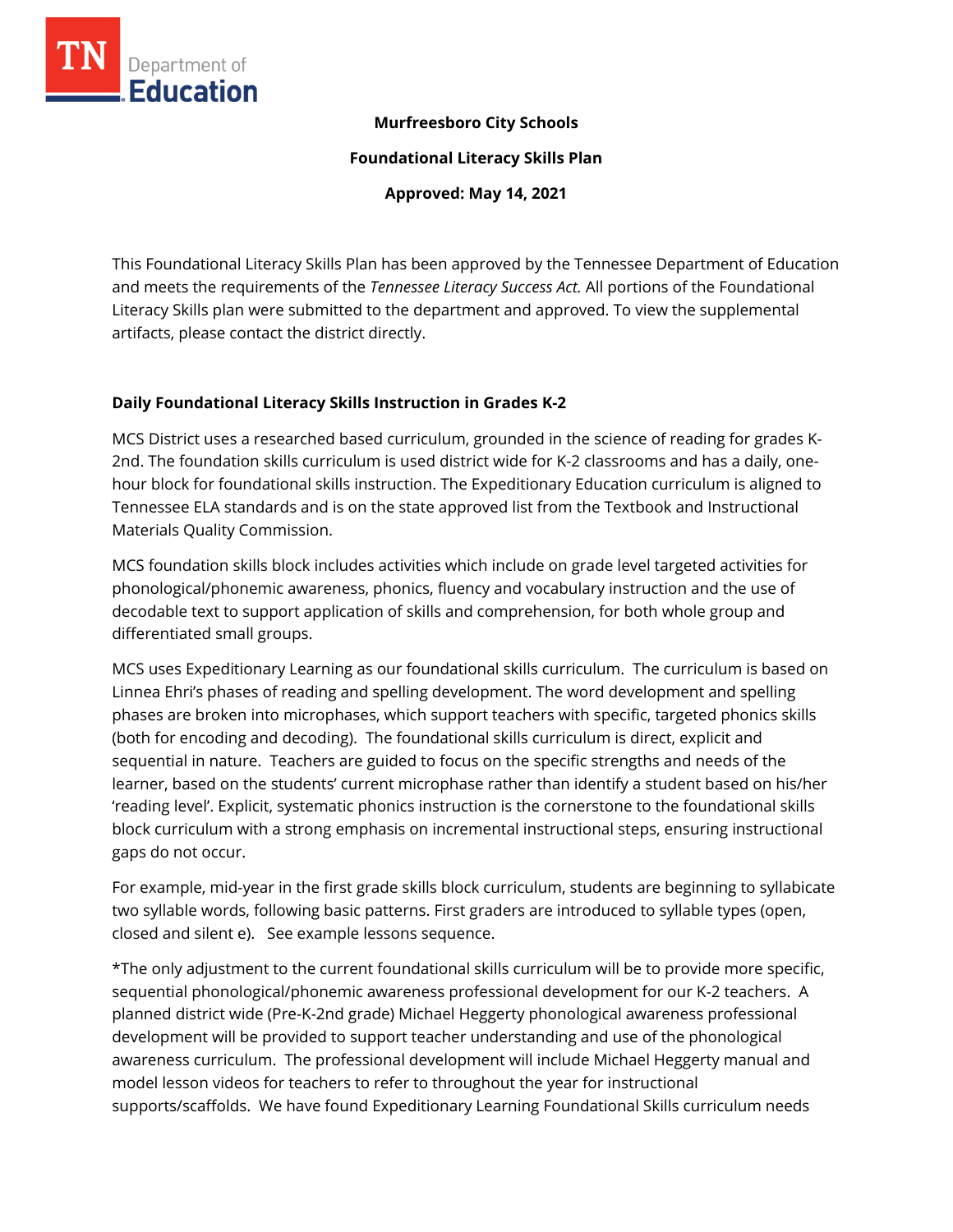**Murfreesboro City Schools**

**Foundational Literacy Skills Plan**

**Approved: May 14, 2021**

This Foundational Literacy Skills Plan has been approved by the Tennessee Department of Education and meets the requirements of the *Tennessee Literacy Success Act.* All portions of the Foundational Literacy Skills plan were submitted to the department and approved. To view the supplemental artifacts, please contact the district directly.

## Daily Foundational Literacy Skills Instruction in Grades K-2

MCS District uses a researched based curriculum, grounded in the science of reading for grades K-2nd. The foundation skills curriculum is used district wide for K-2 classrooms and has a daily, one-hour block for foundational skills instruction. The Expeditionary Education curriculum is aligned to Tennessee ELA standards and is on the state approved list from the Textbook and Instructional Materials Quality Commission.

MCS foundation skills block includes activities which include on grade level targeted activities for phonological/phonemic awareness, phonics, fluency and vocabulary instruction and the use of decodable text to support application of skills and comprehension, for both whole group and differentiated small groups.

MCS uses Expeditionary Learning as our foundational skills curriculum. The curriculum is based on Linnea Ehri's phases of reading and spelling development. The word development and spelling phases are broken into microphases, which support teachers with specific, targeted phonics skills (both for encoding and decoding). The foundational skills curriculum is direct, explicit and sequential in nature. Teachers are guided to focus on the specific strengths and needs of the learner, based on the students' current microphase rather than identify a student based on his/her 'reading level'. Explicit, systematic phonics instruction is the cornerstone to the foundational skills block curriculum with a strong emphasis on incremental instructional steps, ensuring instructional gaps do not occur.

For example, mid-year in the first grade skills block curriculum, students are beginning to syllabicate two syllable words, following basic patterns. First graders are introduced to syllable types (open, closed and silent e). See example lessons sequence.

*The only adjustment to the current foundational skills curriculum will be to provide more specific, sequential phonological/phonemic awareness professional development for our K-2 teachers. A planned district wide (Pre-K-2nd grade) Michael Heggerty phonological awareness professional development will be provided to support teacher understanding and use of the phonological awareness curriculum. The professional development will include Michael Heggerty manual and model lesson videos for teachers to refer to throughout the year for instructional supports/scaffolds. We have found Expeditionary Learning Foundational Skills curriculum needs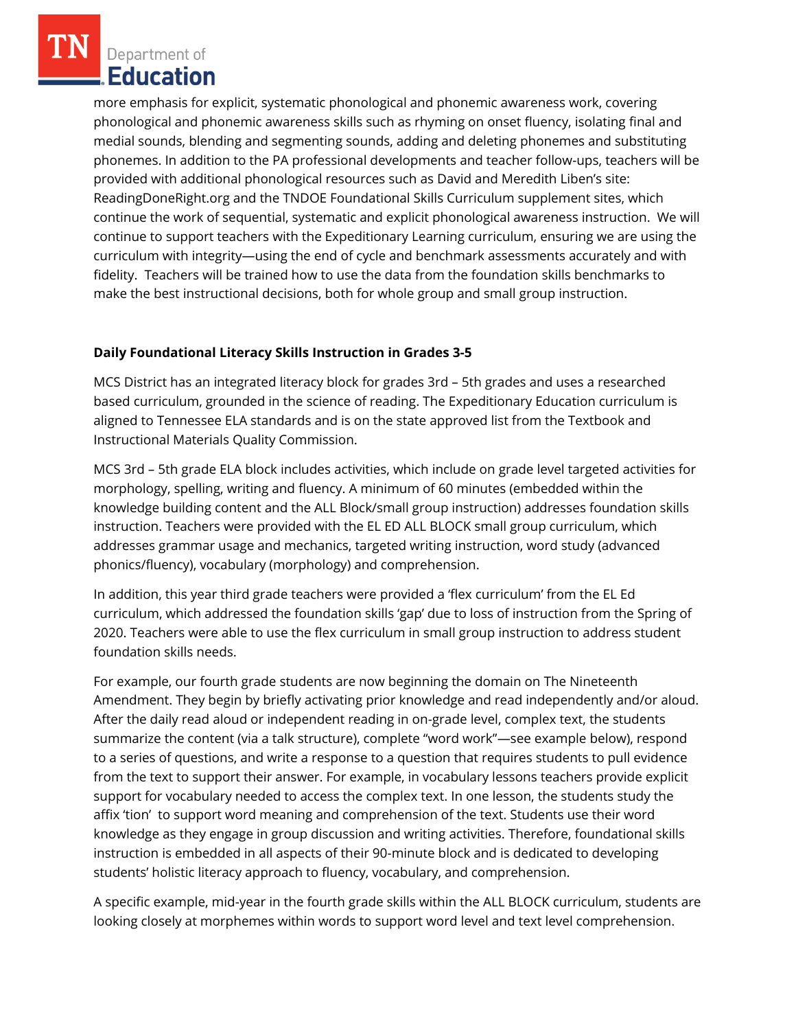more emphasis for explicit, systematic phonological and phonemic awareness work, covering phonological and phonemic awareness skills such as rhyming on onset fluency, isolating final and medial sounds, blending and segmenting sounds, adding and deleting phonemes and substituting phonemes. In addition to the PA professional developments and teacher follow-ups, teachers will be provided with additional phonological resources such as David and Meredith Liben's site: ReadingDoneRight.org and the TNDOE Foundational Skills Curriculum supplement sites, which continue the work of sequential, systematic and explicit phonological awareness instruction. We will continue to support teachers with the Expeditionary Learning curriculum, ensuring we are using the curriculum with integrity—using the end of cycle and benchmark assessments accurately and with fidelity. Teachers will be trained how to use the data from the foundation skills benchmarks to make the best instructional decisions, both for whole group and small group instruction.

**Daily Foundational Literacy Skills Instruction in Grades 3-5**

MCS District has an integrated literacy block for grades 3rd – 5th grades and uses a researched based curriculum, grounded in the science of reading. The Expeditionary Education curriculum is aligned to Tennessee ELA standards and is on the state approved list from the Textbook and Instructional Materials Quality Commission.

MCS 3rd – 5th grade ELA block includes activities, which include on grade level targeted activities for morphology, spelling, writing and fluency. A minimum of 60 minutes (embedded within the knowledge building content and the ALL Block/small group instruction) addresses foundation skills instruction. Teachers were provided with the EL ED ALL BLOCK small group curriculum, which addresses grammar usage and mechanics, targeted writing instruction, word study (advanced phonics/fluency), vocabulary (morphology) and comprehension.

In addition, this year third grade teachers were provided a 'flex curriculum' from the EL Ed curriculum, which addressed the foundation skills 'gap' due to loss of instruction from the Spring of 2020. Teachers were able to use the flex curriculum in small group instruction to address student foundation skills needs.

For example, our fourth grade students are now beginning the domain on The Nineteenth Amendment. They begin by briefly activating prior knowledge and read independently and/or aloud. After the daily read aloud or independent reading in on-grade level, complex text, the students summarize the content (via a talk structure), complete "word work"—see example below), respond to a series of questions, and write a response to a question that requires students to pull evidence from the text to support their answer. For example, in vocabulary lessons teachers provide explicit support for vocabulary needed to access the complex text. In one lesson, the students study the affix 'tion' to support word meaning and comprehension of the text. Students use their word knowledge as they engage in group discussion and writing activities. Therefore, foundational skills instruction is embedded in all aspects of their 90-minute block and is dedicated to developing students' holistic literacy approach to fluency, vocabulary, and comprehension.

A specific example, mid-year in the fourth grade skills within the ALL BLOCK curriculum, students are looking closely at morphemes within words to support word level and text level comprehension.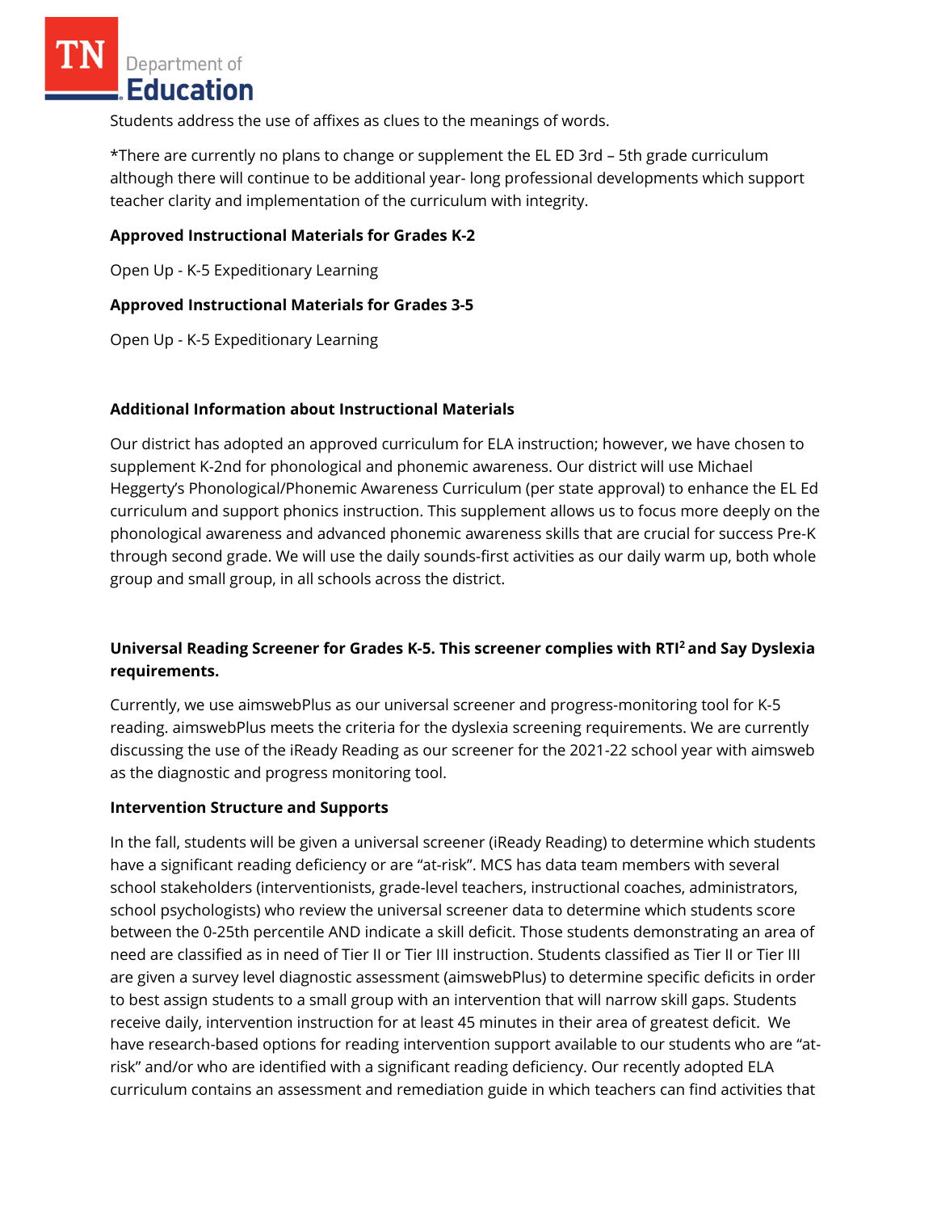Students address the use of affixes as clues to the meanings of words.

*There are currently no plans to change or supplement the EL ED 3rd – 5th grade curriculum although there will continue to be additional year- long professional developments which support teacher clarity and implementation of the curriculum with integrity.

**Approved Instructional Materials for Grades K-2**

Open Up - K-5 Expeditionary Learning

**Approved Instructional Materials for Grades 3-5**

Open Up - K-5 Expeditionary Learning

**Additional Information about Instructional Materials**

Our district has adopted an approved curriculum for ELA instruction; however, we have chosen to supplement K-2nd for phonological and phonemic awareness. Our district will use Michael Heggerty's Phonological/Phonemic Awareness Curriculum (per state approval) to enhance the EL Ed curriculum and support phonics instruction. This supplement allows us to focus more deeply on the phonological awareness and advanced phonemic awareness skills that are crucial for success Pre-K through second grade. We will use the daily sounds-first activities as our daily warm up, both whole group and small group, in all schools across the district.

**Universal Reading Screener for Grades K-5. This screener complies with RTI² and Say Dyslexia requirements.**

Currently, we use aimswebPlus as our universal screener and progress-monitoring tool for K-5 reading. aimswebPlus meets the criteria for the dyslexia screening requirements. We are currently discussing the use of the iReady Reading as our screener for the 2021-22 school year with aimsweb as the diagnostic and progress monitoring tool.

**Intervention Structure and Supports**

In the fall, students will be given a universal screener (iReady Reading) to determine which students have a significant reading deficiency or are "at-risk". MCS has data team members with several school stakeholders (interventionists, grade-level teachers, instructional coaches, administrators, school psychologists) who review the universal screener data to determine which students score between the 0-25th percentile AND indicate a skill deficit. Those students demonstrating an area of need are classified as in need of Tier II or Tier III instruction. Students classified as Tier II or Tier III are given a survey level diagnostic assessment (aimswebPlus) to determine specific deficits in order to best assign students to a small group with an intervention that will narrow skill gaps. Students receive daily, intervention instruction for at least 45 minutes in their area of greatest deficit. We have research-based options for reading intervention support available to our students who are "at-risk" and/or who are identified with a significant reading deficiency. Our recently adopted ELA curriculum contains an assessment and remediation guide in which teachers can find activities that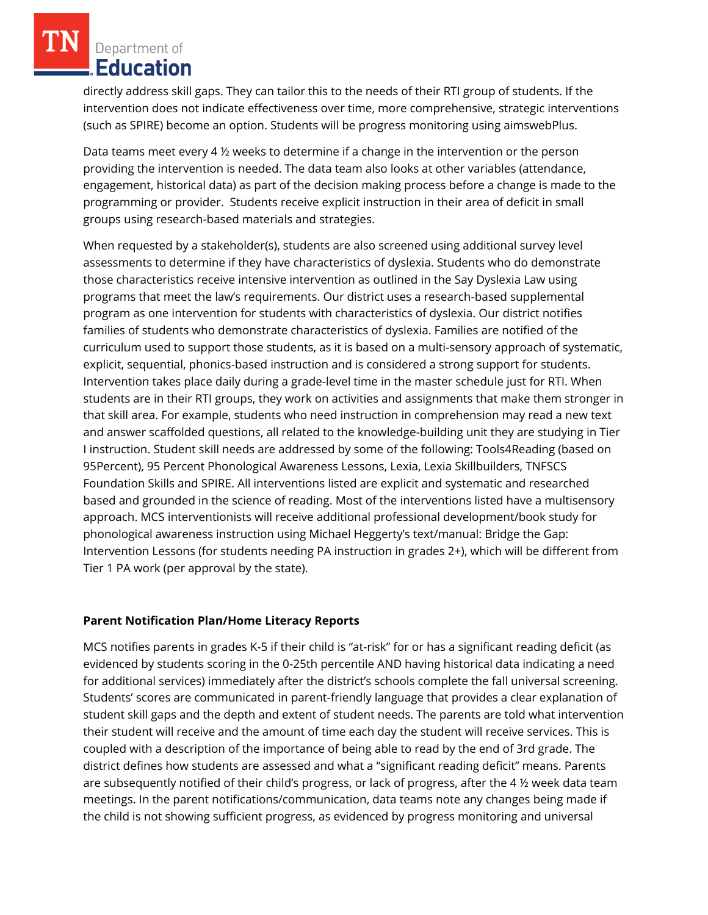directly address skill gaps. They can tailor this to the needs of their RTI group of students. If the intervention does not indicate effectiveness over time, more comprehensive, strategic interventions (such as SPIRE) become an option. Students will be progress monitoring using aimswebPlus.

Data teams meet every 4 ½ weeks to determine if a change in the intervention or the person providing the intervention is needed. The data team also looks at other variables (attendance, engagement, historical data) as part of the decision making process before a change is made to the programming or provider. Students receive explicit instruction in their area of deficit in small groups using research-based materials and strategies.

When requested by a stakeholder(s), students are also screened using additional survey level assessments to determine if they have characteristics of dyslexia. Students who do demonstrate those characteristics receive intensive intervention as outlined in the Say Dyslexia Law using programs that meet the law's requirements. Our district uses a research-based supplemental program as one intervention for students with characteristics of dyslexia. Our district notifies families of students who demonstrate characteristics of dyslexia. Families are notified of the curriculum used to support those students, as it is based on a multi-sensory approach of systematic, explicit, sequential, phonics-based instruction and is considered a strong support for students. Intervention takes place daily during a grade-level time in the master schedule just for RTI. When students are in their RTI groups, they work on activities and assignments that make them stronger in that skill area. For example, students who need instruction in comprehension may read a new text and answer scaffolded questions, all related to the knowledge-building unit they are studying in Tier I instruction. Student skill needs are addressed by some of the following: Tools4Reading (based on 95Percent), 95 Percent Phonological Awareness Lessons, Lexia, Lexia Skillbuilders, TNFSCS Foundation Skills and SPIRE. All interventions listed are explicit and systematic and researched based and grounded in the science of reading. Most of the interventions listed have a multisensory approach. MCS interventionists will receive additional professional development/book study for phonological awareness instruction using Michael Heggerty's text/manual: Bridge the Gap: Intervention Lessons (for students needing PA instruction in grades 2+), which will be different from Tier 1 PA work (per approval by the state).

**Parent Notification Plan/Home Literacy Reports**

MCS notifies parents in grades K-5 if their child is "at-risk" for or has a significant reading deficit (as evidenced by students scoring in the 0-25th percentile AND having historical data indicating a need for additional services) immediately after the district's schools complete the fall universal screening. Students' scores are communicated in parent-friendly language that provides a clear explanation of student skill gaps and the depth and extent of student needs. The parents are told what intervention their student will receive and the amount of time each day the student will receive services. This is coupled with a description of the importance of being able to read by the end of 3rd grade. The district defines how students are assessed and what a "significant reading deficit" means. Parents are subsequently notified of their child's progress, or lack of progress, after the 4 ½ week data team meetings. In the parent notifications/communication, data teams note any changes being made if the child is not showing sufficient progress, as evidenced by progress monitoring and universal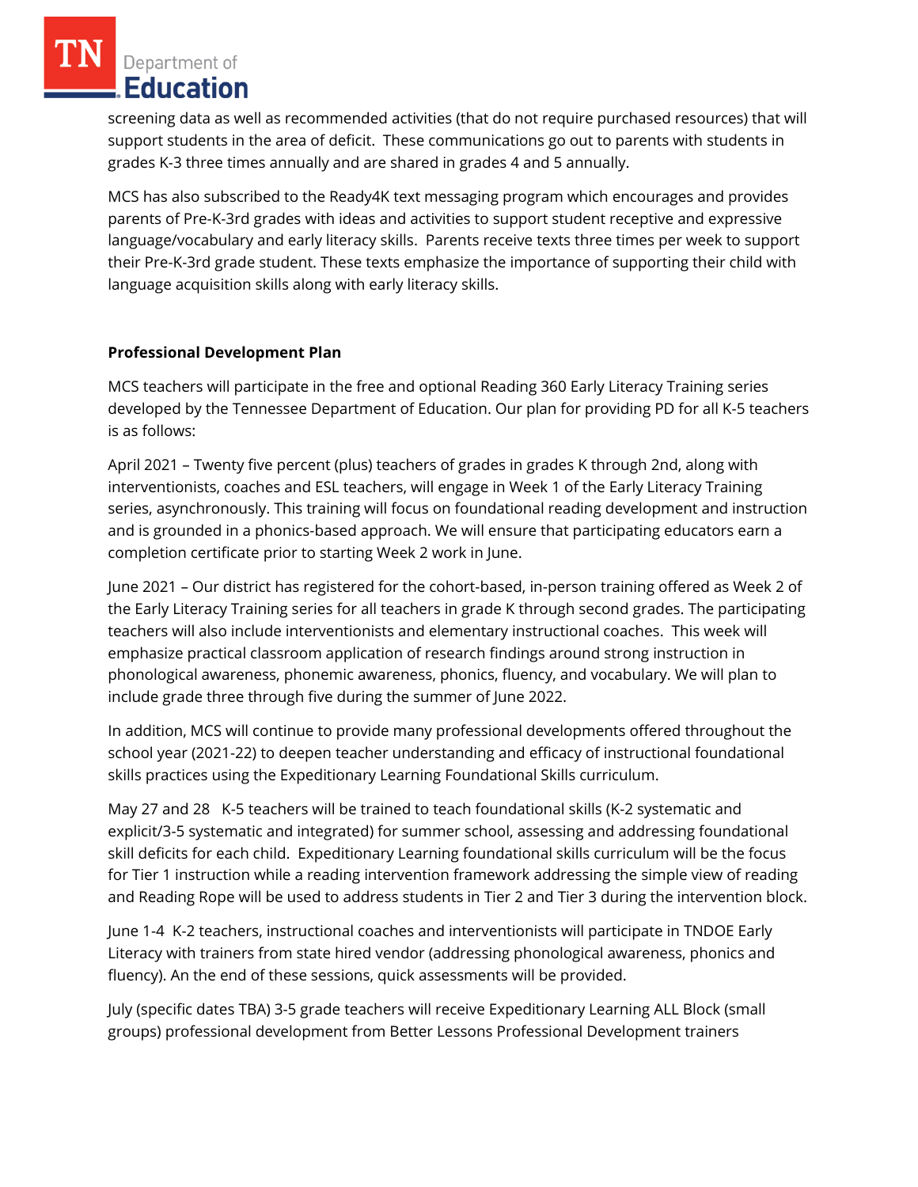screening data as well as recommended activities (that do not require purchased resources) that will support students in the area of deficit.  These communications go out to parents with students in grades K-3 three times annually and are shared in grades 4 and 5 annually.

MCS has also subscribed to the Ready4K text messaging program which encourages and provides parents of Pre-K-3rd grades with ideas and activities to support student receptive and expressive language/vocabulary and early literacy skills.  Parents receive texts three times per week to support their Pre-K-3rd grade student. These texts emphasize the importance of supporting their child with language acquisition skills along with early literacy skills.

**Professional Development Plan**

MCS teachers will participate in the free and optional Reading 360 Early Literacy Training series developed by the Tennessee Department of Education. Our plan for providing PD for all K-5 teachers is as follows:

April 2021 – Twenty five percent (plus) teachers of grades in grades K through 2nd, along with interventionists, coaches and ESL teachers, will engage in Week 1 of the Early Literacy Training series, asynchronously. This training will focus on foundational reading development and instruction and is grounded in a phonics-based approach. We will ensure that participating educators earn a completion certificate prior to starting Week 2 work in June.

June 2021 – Our district has registered for the cohort-based, in-person training offered as Week 2 of the Early Literacy Training series for all teachers in grade K through second grades. The participating teachers will also include interventionists and elementary instructional coaches.  This week will emphasize practical classroom application of research findings around strong instruction in phonological awareness, phonemic awareness, phonics, fluency, and vocabulary. We will plan to include grade three through five during the summer of June 2022.

In addition, MCS will continue to provide many professional developments offered throughout the school year (2021-22) to deepen teacher understanding and efficacy of instructional foundational skills practices using the Expeditionary Learning Foundational Skills curriculum.

May 27 and 28   K-5 teachers will be trained to teach foundational skills (K-2 systematic and explicit/3-5 systematic and integrated) for summer school, assessing and addressing foundational skill deficits for each child.  Expeditionary Learning foundational skills curriculum will be the focus for Tier 1 instruction while a reading intervention framework addressing the simple view of reading and Reading Rope will be used to address students in Tier 2 and Tier 3 during the intervention block.

June 1-4  K-2 teachers, instructional coaches and interventionists will participate in TNDOE Early Literacy with trainers from state hired vendor (addressing phonological awareness, phonics and fluency). An the end of these sessions, quick assessments will be provided.

July (specific dates TBA) 3-5 grade teachers will receive Expeditionary Learning ALL Block (small groups) professional development from Better Lessons Professional Development trainers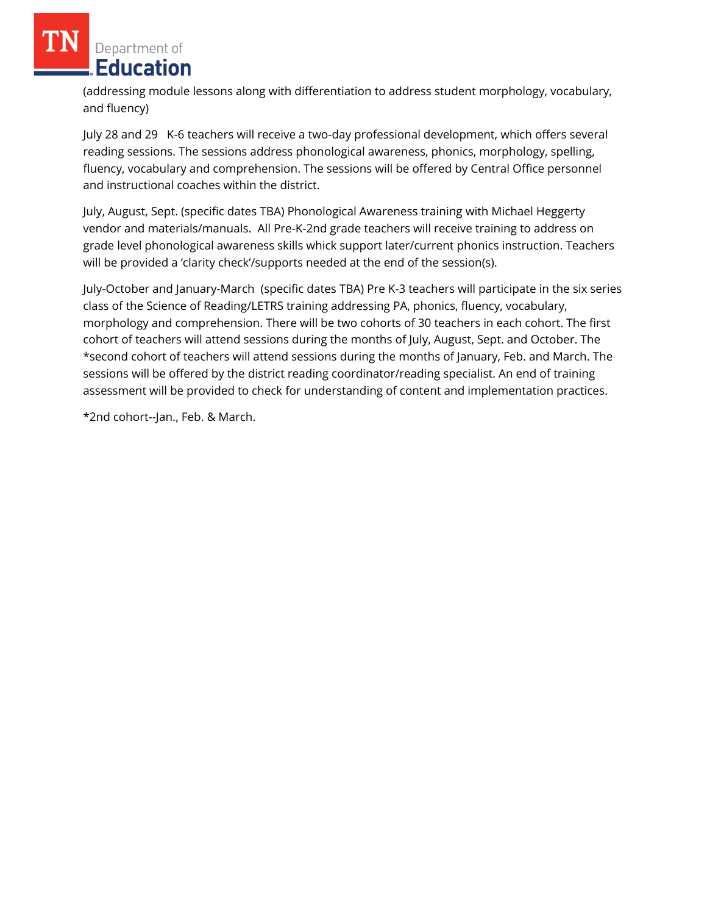(addressing module lessons along with differentiation to address student morphology, vocabulary, and fluency)

July 28 and 29   K-6 teachers will receive a two-day professional development, which offers several reading sessions. The sessions address phonological awareness, phonics, morphology, spelling, fluency, vocabulary and comprehension. The sessions will be offered by Central Office personnel and instructional coaches within the district.

July, August, Sept. (specific dates TBA) Phonological Awareness training with Michael Heggerty vendor and materials/manuals.  All Pre-K-2nd grade teachers will receive training to address on grade level phonological awareness skills whick support later/current phonics instruction. Teachers will be provided a 'clarity check'/supports needed at the end of the session(s).

July-October and January-March  (specific dates TBA) Pre K-3 teachers will participate in the six series class of the Science of Reading/LETRS training addressing PA, phonics, fluency, vocabulary, morphology and comprehension. There will be two cohorts of 30 teachers in each cohort. The first cohort of teachers will attend sessions during the months of July, August, Sept. and October. The *second cohort of teachers will attend sessions during the months of January, Feb. and March. The sessions will be offered by the district reading coordinator/reading specialist. An end of training assessment will be provided to check for understanding of content and implementation practices.

*2nd cohort--Jan., Feb. & March.